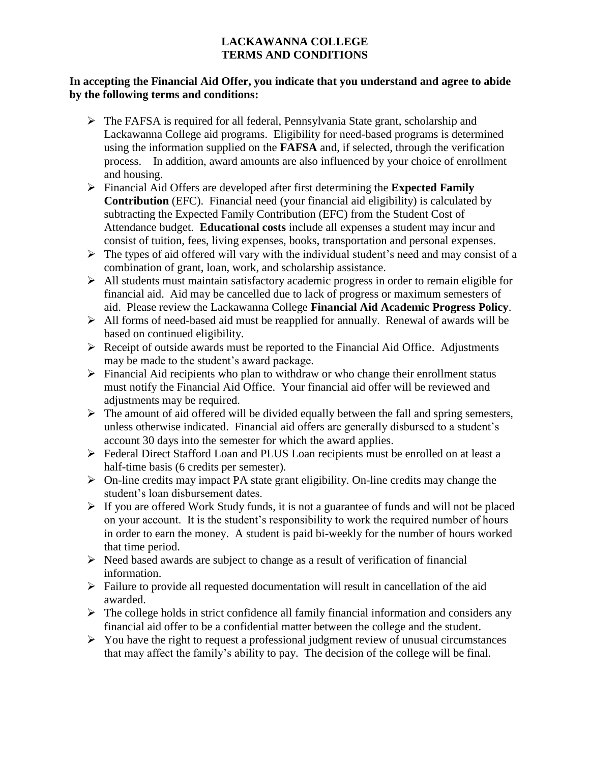# LACKAWANNA COLLEGE
# TERMS AND CONDITIONS

**In accepting the Financial Aid Offer, you indicate that you understand and agree to abide by the following terms and conditions:**

- The FAFSA is required for all federal, Pennsylvania State grant, scholarship and Lackawanna College aid programs. Eligibility for need-based programs is determined using the information supplied on the **FAFSA** and, if selected, through the verification process. In addition, award amounts are also influenced by your choice of enrollment and housing.
- Financial Aid Offers are developed after first determining the **Expected Family Contribution** (EFC). Financial need (your financial aid eligibility) is calculated by subtracting the Expected Family Contribution (EFC) from the Student Cost of Attendance budget. **Educational costs** include all expenses a student may incur and consist of tuition, fees, living expenses, books, transportation and personal expenses.
- The types of aid offered will vary with the individual student's need and may consist of a combination of grant, loan, work, and scholarship assistance.
- All students must maintain satisfactory academic progress in order to remain eligible for financial aid. Aid may be cancelled due to lack of progress or maximum semesters of aid. Please review the Lackawanna College **Financial Aid Academic Progress Policy**.
- All forms of need-based aid must be reapplied for annually. Renewal of awards will be based on continued eligibility.
- Receipt of outside awards must be reported to the Financial Aid Office. Adjustments may be made to the student's award package.
- Financial Aid recipients who plan to withdraw or who change their enrollment status must notify the Financial Aid Office. Your financial aid offer will be reviewed and adjustments may be required.
- The amount of aid offered will be divided equally between the fall and spring semesters, unless otherwise indicated. Financial aid offers are generally disbursed to a student's account 30 days into the semester for which the award applies.
- Federal Direct Stafford Loan and PLUS Loan recipients must be enrolled on at least a half-time basis (6 credits per semester).
- On-line credits may impact PA state grant eligibility. On-line credits may change the student's loan disbursement dates.
- If you are offered Work Study funds, it is not a guarantee of funds and will not be placed on your account. It is the student's responsibility to work the required number of hours in order to earn the money. A student is paid bi-weekly for the number of hours worked that time period.
- Need based awards are subject to change as a result of verification of financial information.
- Failure to provide all requested documentation will result in cancellation of the aid awarded.
- The college holds in strict confidence all family financial information and considers any financial aid offer to be a confidential matter between the college and the student.
- You have the right to request a professional judgment review of unusual circumstances that may affect the family's ability to pay. The decision of the college will be final.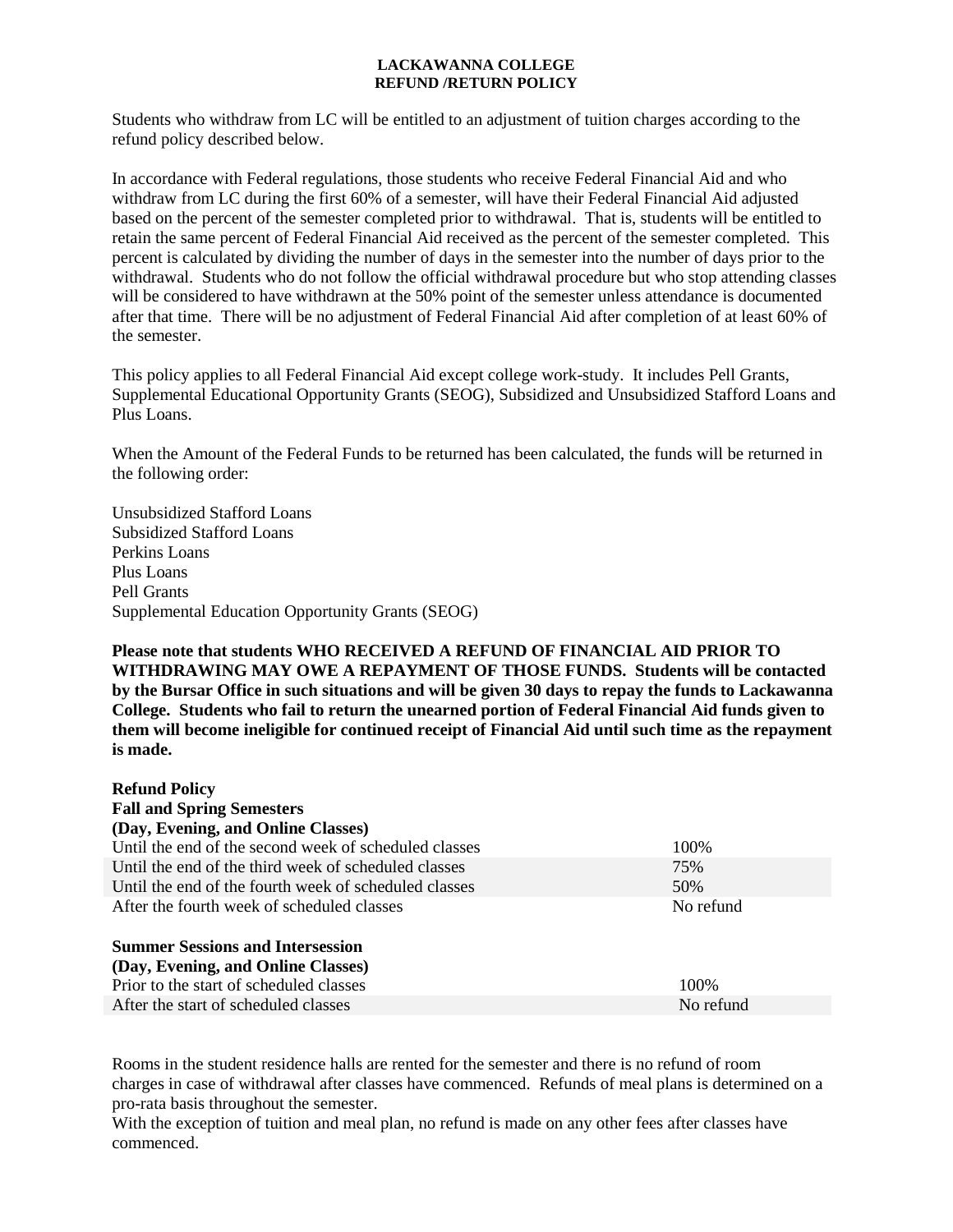**LACKAWANNA COLLEGE**
**REFUND /RETURN POLICY**

Students who withdraw from LC will be entitled to an adjustment of tuition charges according to the refund policy described below.

In accordance with Federal regulations, those students who receive Federal Financial Aid and who withdraw from LC during the first 60% of a semester, will have their Federal Financial Aid adjusted based on the percent of the semester completed prior to withdrawal. That is, students will be entitled to retain the same percent of Federal Financial Aid received as the percent of the semester completed. This percent is calculated by dividing the number of days in the semester into the number of days prior to the withdrawal. Students who do not follow the official withdrawal procedure but who stop attending classes will be considered to have withdrawn at the 50% point of the semester unless attendance is documented after that time. There will be no adjustment of Federal Financial Aid after completion of at least 60% of the semester.

This policy applies to all Federal Financial Aid except college work-study. It includes Pell Grants, Supplemental Educational Opportunity Grants (SEOG), Subsidized and Unsubsidized Stafford Loans and Plus Loans.

When the Amount of the Federal Funds to be returned has been calculated, the funds will be returned in the following order:

Unsubsidized Stafford Loans
Subsidized Stafford Loans
Perkins Loans
Plus Loans
Pell Grants
Supplemental Education Opportunity Grants (SEOG)

**Please note that students WHO RECEIVED A REFUND OF FINANCIAL AID PRIOR TO WITHDRAWING MAY OWE A REPAYMENT OF THOSE FUNDS. Students will be contacted by the Bursar Office in such situations and will be given 30 days to repay the funds to Lackawanna College. Students who fail to return the unearned portion of Federal Financial Aid funds given to them will become ineligible for continued receipt of Financial Aid until such time as the repayment is made.**

**Refund Policy**
**Fall and Spring Semesters**
**(Day, Evening, and Online Classes)**

| | |
|---|---|
| Until the end of the second week of scheduled classes | 100% |
| Until the end of the third week of scheduled classes | 75% |
| Until the end of the fourth week of scheduled classes | 50% |
| After the fourth week of scheduled classes | No refund |

**Summer Sessions and Intersession**
**(Day, Evening, and Online Classes)**

| | |
|---|---|
| Prior to the start of scheduled classes | 100% |
| After the start of scheduled classes | No refund |

Rooms in the student residence halls are rented for the semester and there is no refund of room charges in case of withdrawal after classes have commenced. Refunds of meal plans is determined on a pro-rata basis throughout the semester.
With the exception of tuition and meal plan, no refund is made on any other fees after classes have commenced.